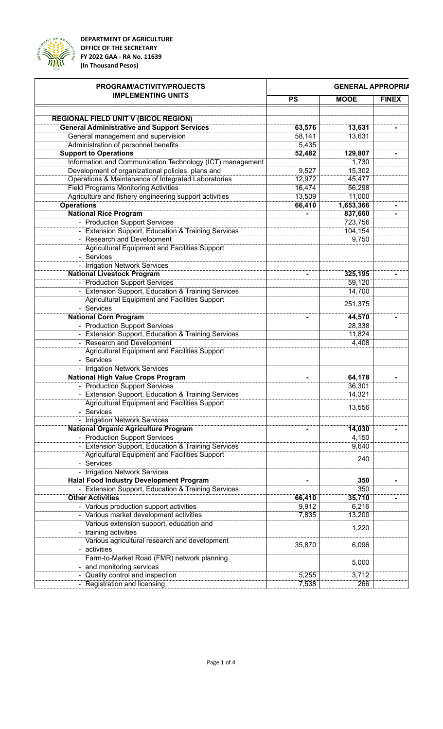**DEPARTMENT OF AGRICULTURE**
**OFFICE OF THE SECRETARY**
**FY 2022 GAA - RA No. 11639**
**(In Thousand Pesos)**

| PROGRAM/ACTIVITY/PROJECTS IMPLEMENTING UNITS | GENERAL APPROPRIA | | |
|---|---|---|---|
| | PS | MOOE | FINEX |
| **REGIONAL FIELD UNIT V (BICOL REGION)** | | | |
| **General Administrative and Support Services** | **63,576** | **13,631** | **-** |
| General management and supervision | 58,141 | 13,631 | |
| Administration of personnel benefits | 5,435 | | |
| **Support to Operations** | **52,482** | **129,807** | **-** |
| Information and Communication Technology (ICT) management | | 1,730 | |
| Development of organizational policies, plans and | 9,527 | 15,302 | |
| Operations & Maintenance of Integrated Laboratories | 12,972 | 45,477 | |
| Field Programs Monitoring Activities | 16,474 | 56,298 | |
| Agriculture and fishery engineering support activities | 13,509 | 11,000 | |
| **Operations** | **66,410** | **1,653,366** | **-** |
| **National Rice Program** | **-** | **837,660** | **-** |
| - Production Support Services | | 723,756 | |
| - Extension Support, Education & Training Services | | 104,154 | |
| - Research and Development | | 9,750 | |
| - Agricultural Equipment and Facilities Support Services | | | |
| - Irrigation Network Services | | | |
| **National Livestock Program** | **-** | **325,195** | **-** |
| - Production Support Services | | 59,120 | |
| - Extension Support, Education & Training Services | | 14,700 | |
| - Agricultural Equipment and Facilities Support Services | | 251,375 | |
| **National Corn Program** | **-** | **44,570** | **-** |
| - Production Support Services | | 28,338 | |
| - Extension Support, Education & Training Services | | 11,824 | |
| - Research and Development | | 4,408 | |
| - Agricultural Equipment and Facilities Support Services | | | |
| - Irrigation Network Services | | | |
| **National High Value Crops Program** | **-** | **64,178** | **-** |
| - Production Support Services | | 36,301 | |
| - Extension Support, Education & Training Services | | 14,321 | |
| - Agricultural Equipment and Facilities Support Services | | 13,556 | |
| - Irrigation Network Services | | | |
| **National Organic Agriculture Program** | **-** | **14,030** | **-** |
| - Production Support Services | | 4,150 | |
| - Extension Support, Education & Training Services | | 9,640 | |
| - Agricultural Equipment and Facilities Support Services | | 240 | |
| - Irrigation Network Services | | | |
| **Halal Food Industry Development Program** | **-** | **350** | **-** |
| - Extension Support, Education & Training Services | | 350 | |
| **Other Activities** | **66,410** | **35,710** | **-** |
| - Various production support activities | 9,912 | 6,216 | |
| - Various market development activities | 7,835 | 13,200 | |
| - Various extension support, education and training activities | | 1,220 | |
| - Various agricultural research and development activities | 35,870 | 6,096 | |
| - Farm-to-Market Road (FMR) network planning and monitoring services | | 5,000 | |
| - Quality control and inspection | 5,255 | 3,712 | |
| - Registration and licensing | 7,538 | 266 | |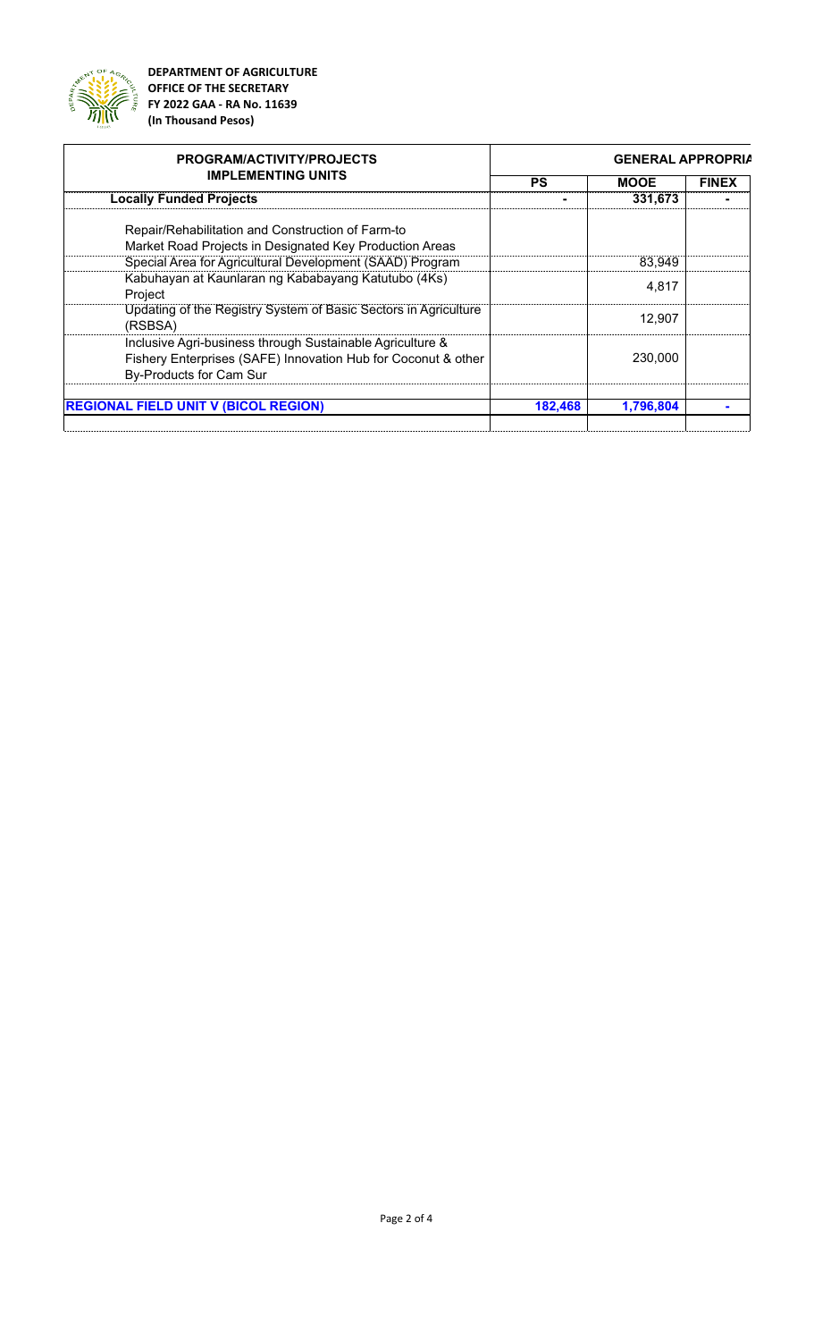**DEPARTMENT OF AGRICULTURE**
**OFFICE OF THE SECRETARY**
**FY 2022 GAA - RA No. 11639**
**(In Thousand Pesos)**

| PROGRAM/ACTIVITY/PROJECTS IMPLEMENTING UNITS | GENERAL APPROPRIA | | |
|---|---|---|---|
| | PS | MOOE | FINEX |
| **Locally Funded Projects** | **-** | **331,673** | **-** |
| Repair/Rehabilitation and Construction of Farm-to Market Road Projects in Designated Key Production Areas | | | |
| Special Area for Agricultural Development (SAAD) Program | | 83,949 | |
| Kabuhayan at Kaunlaran ng Kababayang Katutubo (4Ks) Project | | 4,817 | |
| Updating of the Registry System of Basic Sectors in Agriculture (RSBSA) | | 12,907 | |
| Inclusive Agri-business through Sustainable Agriculture & Fishery Enterprises (SAFE) Innovation Hub for Coconut & other By-Products for Cam Sur | | 230,000 | |
| **REGIONAL FIELD UNIT V (BICOL REGION)** | **182,468** | **1,796,804** | **-** |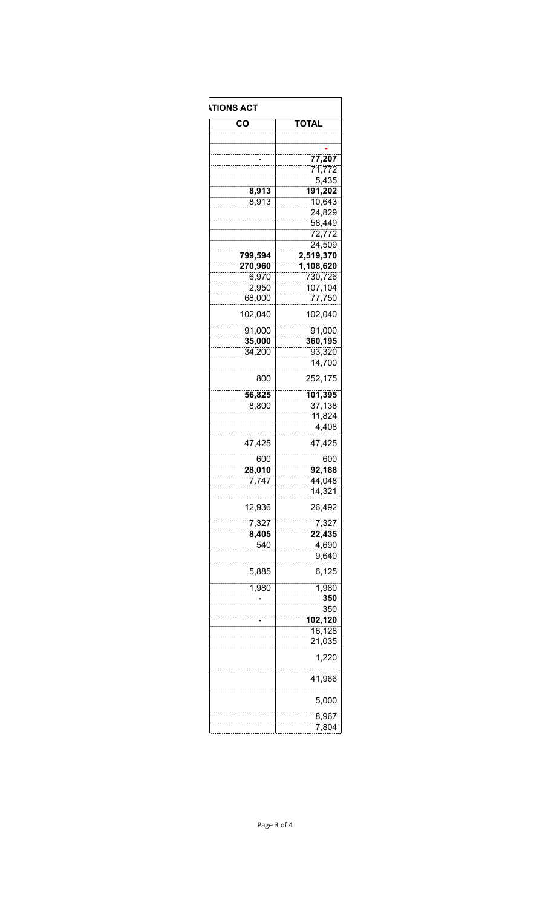| ATIONS ACT | |
|---|---|
| CO | TOTAL |
| | |
| | - |
| - | **77,207** |
| | 71,772 |
| | 5,435 |
| **8,913** | **191,202** |
| 8,913 | 10,643 |
| | 24,829 |
| | 58,449 |
| | 72,772 |
| | 24,509 |
| **799,594** | **2,519,370** |
| **270,960** | **1,108,620** |
| 6,970 | 730,726 |
| 2,950 | 107,104 |
| 68,000 | 77,750 |
| 102,040 | 102,040 |
| 91,000 | 91,000 |
| **35,000** | **360,195** |
| 34,200 | 93,320 |
| | 14,700 |
| 800 | 252,175 |
| **56,825** | **101,395** |
| 8,800 | 37,138 |
| | 11,824 |
| | 4,408 |
| 47,425 | 47,425 |
| 600 | 600 |
| **28,010** | **92,188** |
| 7,747 | 44,048 |
| | 14,321 |
| 12,936 | 26,492 |
| 7,327 | 7,327 |
| **8,405** | **22,435** |
| 540 | 4,690 |
| | 9,640 |
| 5,885 | 6,125 |
| 1,980 | 1,980 |
| - | **350** |
| | 350 |
| - | **102,120** |
| | 16,128 |
| | 21,035 |
| | 1,220 |
| | 41,966 |
| | 5,000 |
| | 8,967 |
| | 7,804 |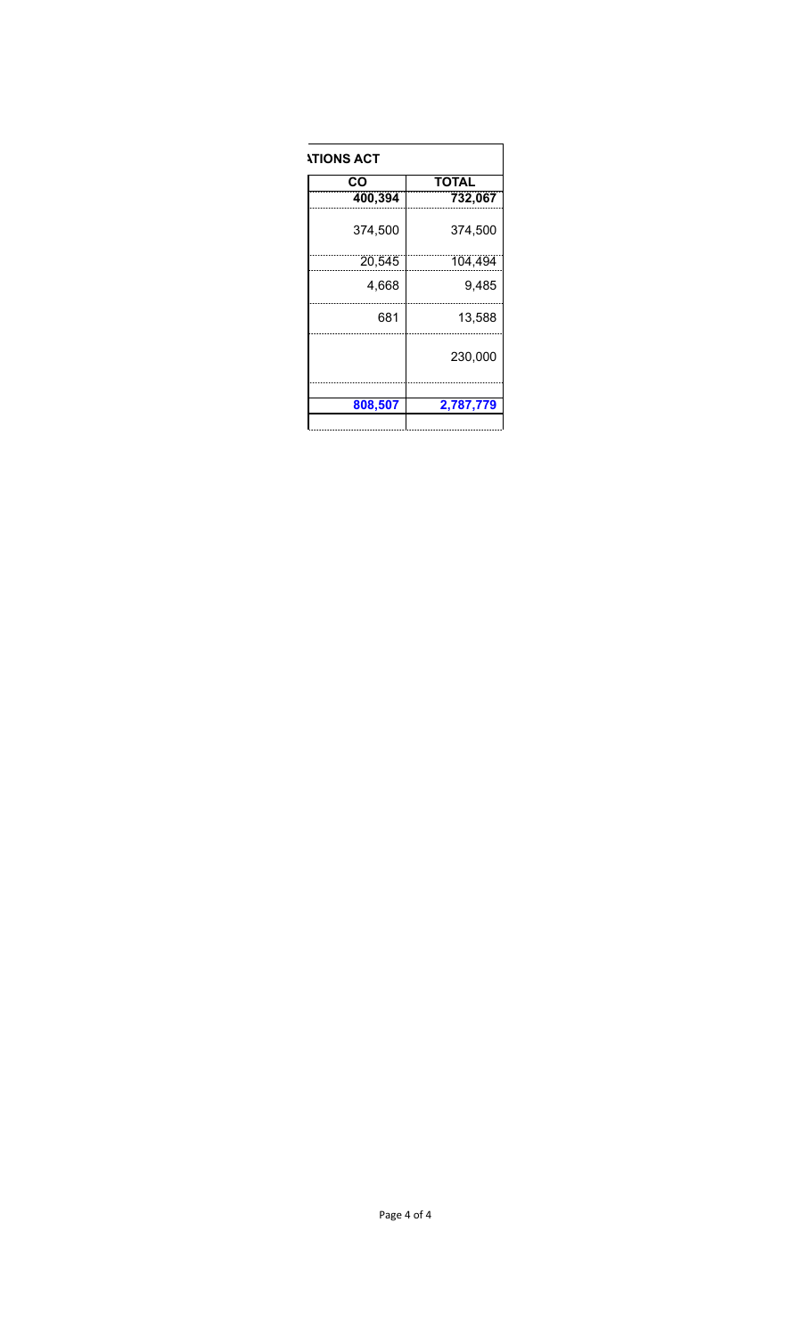**ATIONS ACT**

| CO | TOTAL |
|---|---|
| **400,394** | **732,067** |
| 374,500 | 374,500 |
| 20,545 | 104,494 |
| 4,668 | 9,485 |
| 681 | 13,588 |
| | 230,000 |
| | |
| **808,507** | **2,787,779** |
| | |